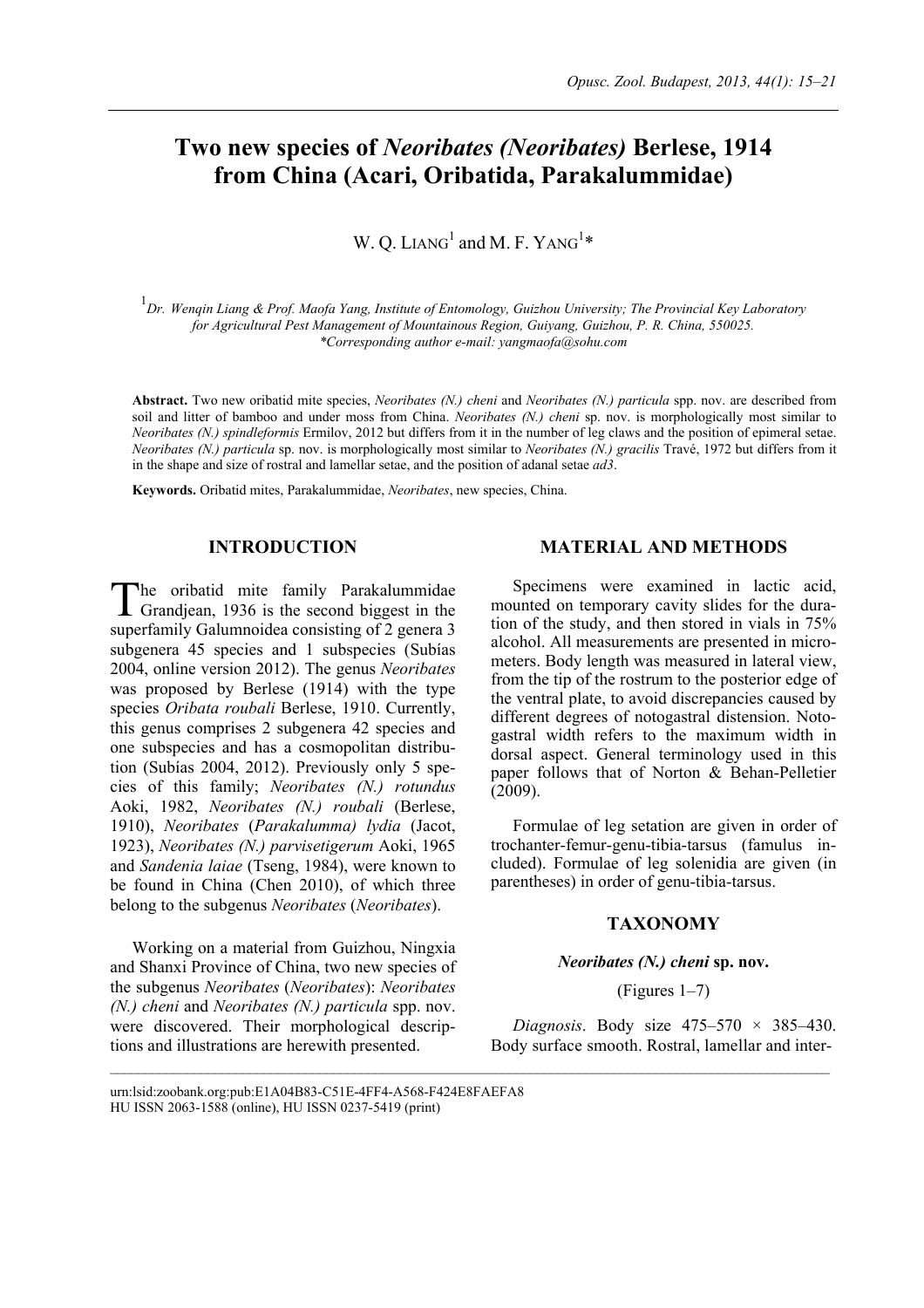# Two new species of *Neoribates (Neoribates)* Berlese, 1914 from China (Acari, Oribatida, Parakalummidae)

W. Q. LIANG[1] and M. F. YANG[1]*

[1]*Dr. Wenqin Liang & Prof. Maofa Yang, Institute of Entomology, Guizhou University; The Provincial Key Laboratory for Agricultural Pest Management of Mountainous Region, Guiyang, Guizhou, P. R. China, 550025.*
*\*Corresponding author e-mail: yangmaofa@sohu.com*

**Abstract.** Two new oribatid mite species, *Neoribates (N.) cheni* and *Neoribates (N.) particula* spp. nov. are described from soil and litter of bamboo and under moss from China. *Neoribates (N.) cheni* sp. nov. is morphologically most similar to *Neoribates (N.) spindleformis* Ermilov, 2012 but differs from it in the number of leg claws and the position of epimeral setae. *Neoribates (N.) particula* sp. nov. is morphologically most similar to *Neoribates (N.) gracilis* Travé, 1972 but differs from it in the shape and size of rostral and lamellar setae, and the position of adanal setae *ad3*.

**Keywords.** Oribatid mites, Parakalummidae, *Neoribates*, new species, China.

## INTRODUCTION

The oribatid mite family Parakalummidae Grandjean, 1936 is the second biggest in the superfamily Galumnoidea consisting of 2 genera 3 subgenera 45 species and 1 subspecies (Subías 2004, online version 2012). The genus *Neoribates* was proposed by Berlese (1914) with the type species *Oribata roubali* Berlese, 1910. Currently, this genus comprises 2 subgenera 42 species and one subspecies and has a cosmopolitan distribution (Subías 2004, 2012). Previously only 5 species of this family; *Neoribates (N.) rotundus* Aoki, 1982, *Neoribates (N.) roubali* (Berlese, 1910), *Neoribates* (*Parakalumma) lydia* (Jacot, 1923), *Neoribates (N.) parvisetigerum* Aoki, 1965 and *Sandenia laiae* (Tseng, 1984), were known to be found in China (Chen 2010), of which three belong to the subgenus *Neoribates* (*Neoribates*).

Working on a material from Guizhou, Ningxia and Shanxi Province of China, two new species of the subgenus *Neoribates* (*Neoribates*): *Neoribates (N.) cheni* and *Neoribates (N.) particula* spp. nov. were discovered. Their morphological descriptions and illustrations are herewith presented.

## MATERIAL AND METHODS

Specimens were examined in lactic acid, mounted on temporary cavity slides for the duration of the study, and then stored in vials in 75% alcohol. All measurements are presented in micrometers. Body length was measured in lateral view, from the tip of the rostrum to the posterior edge of the ventral plate, to avoid discrepancies caused by different degrees of notogastral distension. Notogastral width refers to the maximum width in dorsal aspect. General terminology used in this paper follows that of Norton & Behan-Pelletier (2009).

Formulae of leg setation are given in order of trochanter-femur-genu-tibia-tarsus (famulus included). Formulae of leg solenidia are given (in parentheses) in order of genu-tibia-tarsus.

## TAXONOMY

### *Neoribates (N.) cheni* sp. nov.

(Figures 1–7)

*Diagnosis*. Body size 475–570 × 385–430. Body surface smooth. Rostral, lamellar and inter-

urn:lsid:zoobank.org:pub:E1A04B83-C51E-4FF4-A568-F424E8FAEFA8
HU ISSN 2063-1588 (online), HU ISSN 0237-5419 (print)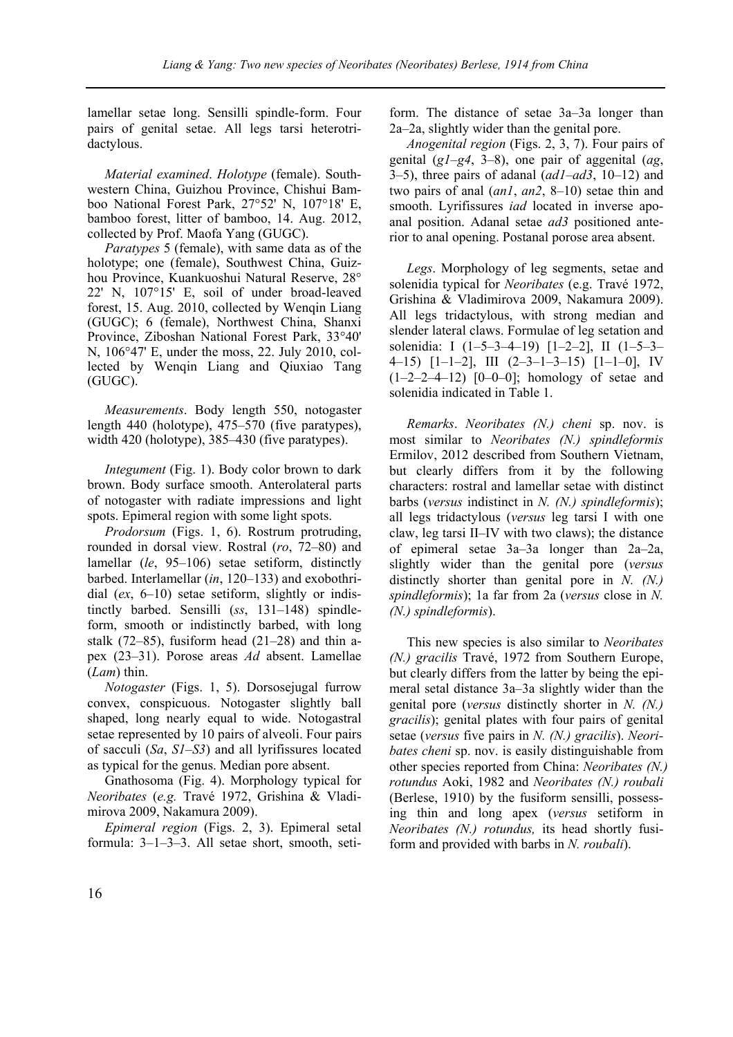lamellar setae long. Sensilli spindle-form. Four pairs of genital setae. All legs tarsi heterotridactylous.

*Material examined*. *Holotype* (female). Southwestern China, Guizhou Province, Chishui Bamboo National Forest Park, 27°52' N, 107°18' E, bamboo forest, litter of bamboo, 14. Aug. 2012, collected by Prof. Maofa Yang (GUGC).

*Paratypes* 5 (female), with same data as of the holotype; one (female), Southwest China, Guizhou Province, Kuankuoshui Natural Reserve, 28° 22' N, 107°15' E, soil of under broad-leaved forest, 15. Aug. 2010, collected by Wenqin Liang (GUGC); 6 (female), Northwest China, Shanxi Province, Ziboshan National Forest Park, 33°40' N, 106°47' E, under the moss, 22. July 2010, collected by Wenqin Liang and Qiuxiao Tang (GUGC).

*Measurements*. Body length 550, notogaster length 440 (holotype), 475–570 (five paratypes), width 420 (holotype), 385–430 (five paratypes).

*Integument* (Fig. 1). Body color brown to dark brown. Body surface smooth. Anterolateral parts of notogaster with radiate impressions and light spots. Epimeral region with some light spots.

*Prodorsum* (Figs. 1, 6). Rostrum protruding, rounded in dorsal view. Rostral (*ro*, 72–80) and lamellar (*le*, 95–106) setae setiform, distinctly barbed. Interlamellar (*in*, 120–133) and exobothridial (*ex*, 6–10) setae setiform, slightly or indistinctly barbed. Sensilli (*ss*, 131–148) spindle-form, smooth or indistinctly barbed, with long stalk (72–85), fusiform head (21–28) and thin apex (23–31). Porose areas *Ad* absent. Lamellae (*Lam*) thin.

*Notogaster* (Figs. 1, 5). Dorsosejugal furrow convex, conspicuous. Notogaster slightly ball shaped, long nearly equal to wide. Notogastral setae represented by 10 pairs of alveoli. Four pairs of sacculi (*Sa*, *S1–S3*) and all lyrifissures located as typical for the genus. Median pore absent.

Gnathosoma (Fig. 4). Morphology typical for *Neoribates* (*e.g.* Travé 1972, Grishina & Vladimirova 2009, Nakamura 2009).

*Epimeral region* (Figs. 2, 3). Epimeral setal formula: 3–1–3–3. All setae short, smooth, setiform. The distance of setae 3a–3a longer than 2a–2a, slightly wider than the genital pore.

*Anogenital region* (Figs. 2, 3, 7). Four pairs of genital (*g1–g4*, 3–8), one pair of aggenital (*ag*, 3–5), three pairs of adanal (*ad1–ad3*, 10–12) and two pairs of anal (*an1*, *an2*, 8–10) setae thin and smooth. Lyrifissures *iad* located in inverse apoanal position. Adanal setae *ad3* positioned anterior to anal opening. Postanal porose area absent.

*Legs*. Morphology of leg segments, setae and solenidia typical for *Neoribates* (e.g. Travé 1972, Grishina & Vladimirova 2009, Nakamura 2009). All legs tridactylous, with strong median and slender lateral claws. Formulae of leg setation and solenidia: I (1–5–3–4–19) [1–2–2], II (1–5–3–4–15) [1–1–2], III (2–3–1–3–15) [1–1–0], IV (1–2–2–4–12) [0–0–0]; homology of setae and solenidia indicated in Table 1.

*Remarks*. *Neoribates (N.) cheni* sp. nov. is most similar to *Neoribates (N.) spindleformis* Ermilov, 2012 described from Southern Vietnam, but clearly differs from it by the following characters: rostral and lamellar setae with distinct barbs (*versus* indistinct in *N. (N.) spindleformis*); all legs tridactylous (*versus* leg tarsi I with one claw, leg tarsi II–IV with two claws); the distance of epimeral setae 3a–3a longer than 2a–2a, slightly wider than the genital pore (*versus* distinctly shorter than genital pore in *N. (N.) spindleformis*); 1a far from 2a (*versus* close in *N. (N.) spindleformis*).

This new species is also similar to *Neoribates (N.) gracilis* Travé, 1972 from Southern Europe, but clearly differs from the latter by being the epimeral setal distance 3a–3a slightly wider than the genital pore (*versus* distinctly shorter in *N. (N.) gracilis*); genital plates with four pairs of genital setae (*versus* five pairs in *N. (N.) gracilis*). *Neoribates cheni* sp. nov. is easily distinguishable from other species reported from China: *Neoribates (N.) rotundus* Aoki, 1982 and *Neoribates (N.) roubali* (Berlese, 1910) by the fusiform sensilli, possessing thin and long apex (*versus* setiform in *Neoribates (N.) rotundus,* its head shortly fusiform and provided with barbs in *N. roubali*).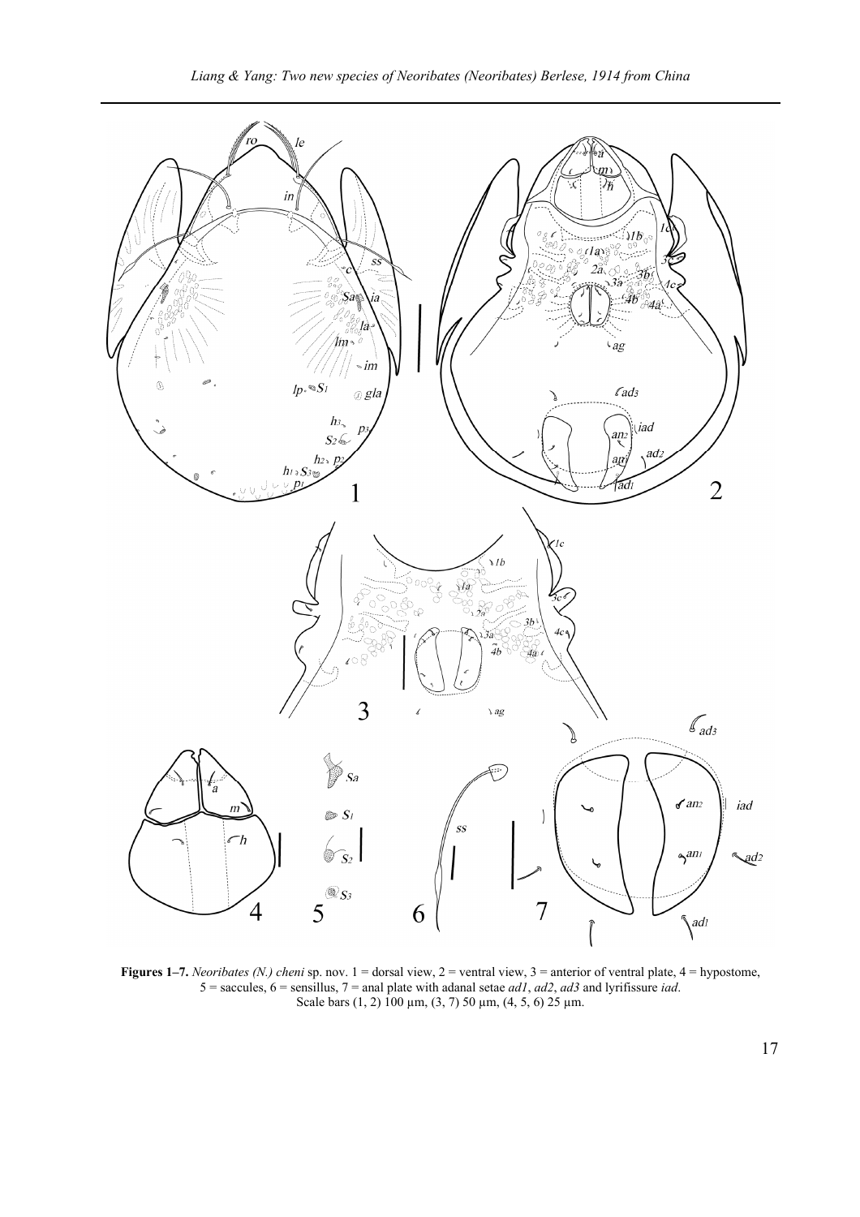**Figures 1–7.** *Neoribates (N.) cheni* sp. nov. 1 = dorsal view, 2 = ventral view, 3 = anterior of ventral plate, 4 = hypostome, 5 = saccules, 6 = sensillus, 7 = anal plate with adanal setae *ad1*, *ad2*, *ad3* and lyrifissure *iad*. Scale bars (1, 2) 100 µm, (3, 7) 50 µm, (4, 5, 6) 25 µm.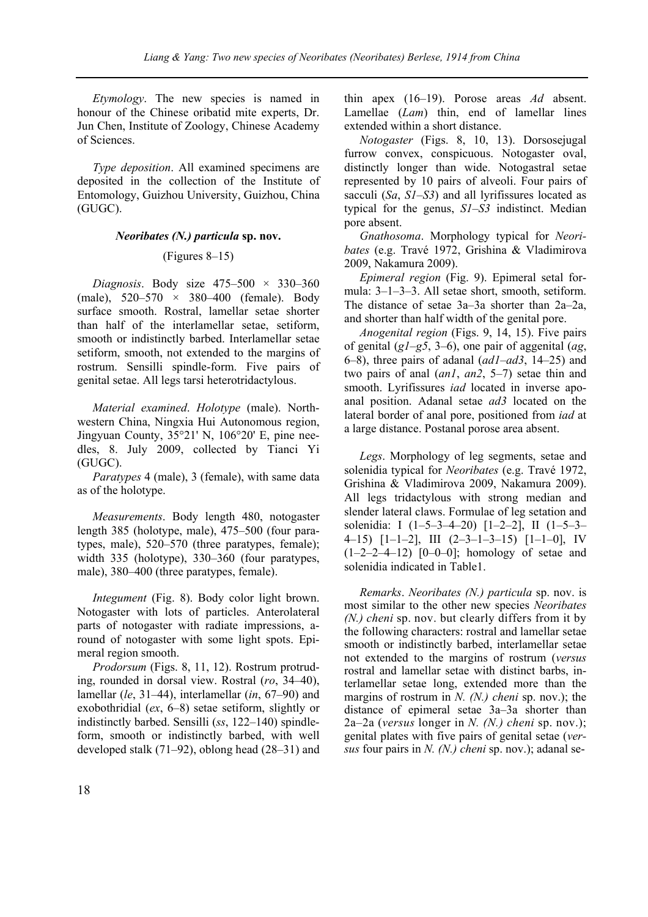*Etymology*. The new species is named in honour of the Chinese oribatid mite experts, Dr. Jun Chen, Institute of Zoology, Chinese Academy of Sciences.

*Type deposition*. All examined specimens are deposited in the collection of the Institute of Entomology, Guizhou University, Guizhou, China (GUGC).

### *Neoribates (N.) particula* sp. nov.

(Figures 8–15)

*Diagnosis*. Body size 475–500 × 330–360 (male), 520–570 × 380–400 (female). Body surface smooth. Rostral, lamellar setae shorter than half of the interlamellar setae, setiform, smooth or indistinctly barbed. Interlamellar setae setiform, smooth, not extended to the margins of rostrum. Sensilli spindle-form. Five pairs of genital setae. All legs tarsi heterotridactylous.

*Material examined*. *Holotype* (male). Northwestern China, Ningxia Hui Autonomous region, Jingyuan County, 35°21' N, 106°20' E, pine needles, 8. July 2009, collected by Tianci Yi (GUGC).

*Paratypes* 4 (male), 3 (female), with same data as of the holotype.

*Measurements*. Body length 480, notogaster length 385 (holotype, male), 475–500 (four paratypes, male), 520–570 (three paratypes, female); width 335 (holotype), 330–360 (four paratypes, male), 380–400 (three paratypes, female).

*Integument* (Fig. 8). Body color light brown. Notogaster with lots of particles. Anterolateral parts of notogaster with radiate impressions, around of notogaster with some light spots. Epimeral region smooth.

*Prodorsum* (Figs. 8, 11, 12). Rostrum protruding, rounded in dorsal view. Rostral (*ro*, 34–40), lamellar (*le*, 31–44), interlamellar (*in*, 67–90) and exobothridial (*ex*, 6–8) setae setiform, slightly or indistinctly barbed. Sensilli (*ss*, 122–140) spindle-form, smooth or indistinctly barbed, with well developed stalk (71–92), oblong head (28–31) and thin apex (16–19). Porose areas *Ad* absent. Lamellae (*Lam*) thin, end of lamellar lines extended within a short distance.

*Notogaster* (Figs. 8, 10, 13). Dorsosejugal furrow convex, conspicuous. Notogaster oval, distinctly longer than wide. Notogastral setae represented by 10 pairs of alveoli. Four pairs of sacculi (*Sa*, *S1–S3*) and all lyrifissures located as typical for the genus, *S1–S3* indistinct. Median pore absent.

*Gnathosoma*. Morphology typical for *Neoribates* (e.g. Travé 1972, Grishina & Vladimirova 2009, Nakamura 2009).

*Epimeral region* (Fig. 9). Epimeral setal formula: 3–1–3–3. All setae short, smooth, setiform. The distance of setae 3a–3a shorter than 2a–2a, and shorter than half width of the genital pore.

*Anogenital region* (Figs. 9, 14, 15). Five pairs of genital (*g1–g5*, 3–6), one pair of aggenital (*ag*, 6–8), three pairs of adanal (*ad1–ad3*, 14–25) and two pairs of anal (*an1*, *an2*, 5–7) setae thin and smooth. Lyrifissures *iad* located in inverse apoanal position. Adanal setae *ad3* located on the lateral border of anal pore, positioned from *iad* at a large distance. Postanal porose area absent.

*Legs*. Morphology of leg segments, setae and solenidia typical for *Neoribates* (e.g. Travé 1972, Grishina & Vladimirova 2009, Nakamura 2009). All legs tridactylous with strong median and slender lateral claws. Formulae of leg setation and solenidia: I (1–5–3–4–20) [1–2–2], II (1–5–3–4–15) [1–1–2], III (2–3–1–3–15) [1–1–0], IV (1–2–2–4–12) [0–0–0]; homology of setae and solenidia indicated in Table1.

*Remarks*. *Neoribates (N.) particula* sp. nov. is most similar to the other new species *Neoribates (N.) cheni* sp. nov. but clearly differs from it by the following characters: rostral and lamellar setae smooth or indistinctly barbed, interlamellar setae not extended to the margins of rostrum (*versus* rostral and lamellar setae with distinct barbs, interlamellar setae long, extended more than the margins of rostrum in *N. (N.) cheni* sp. nov.); the distance of epimeral setae 3a–3a shorter than 2a–2a (*versus* longer in *N. (N.) cheni* sp. nov.); genital plates with five pairs of genital setae (*versus* four pairs in *N. (N.) cheni* sp. nov.); adanal se-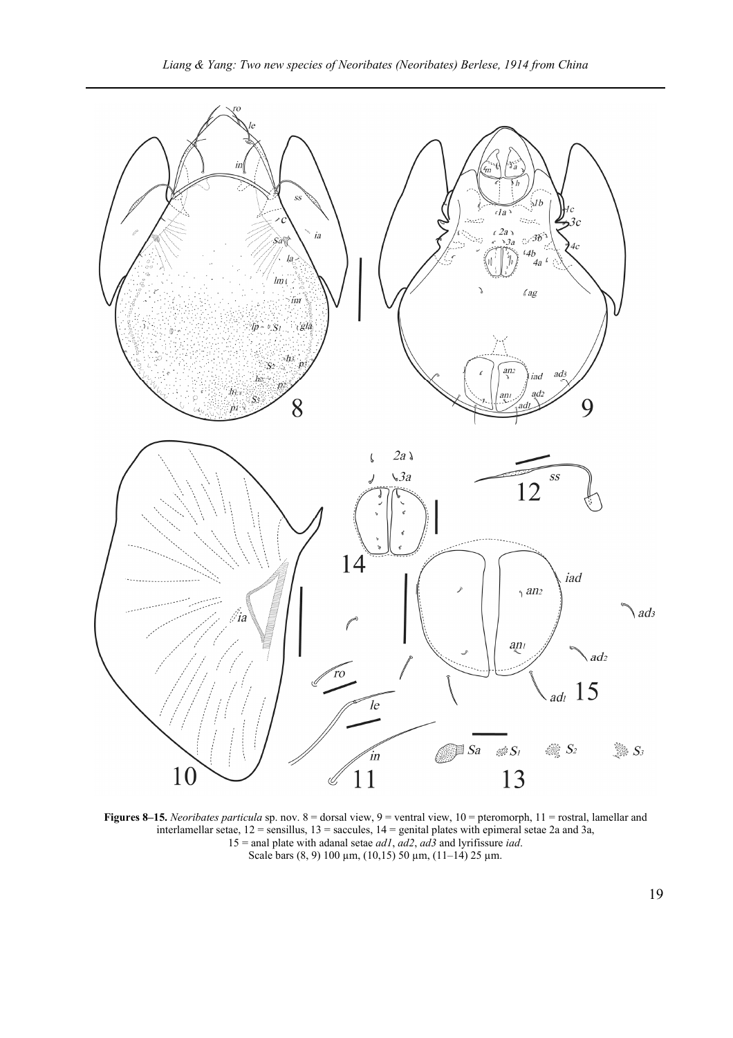**Figures 8–15.** *Neoribates particula* sp. nov. 8 = dorsal view, 9 = ventral view, 10 = pteromorph, 11 = rostral, lamellar and interlamellar setae, 12 = sensillus, 13 = saccules, 14 = genital plates with epimeral setae 2a and 3a, 15 = anal plate with adanal setae *ad1*, *ad2*, *ad3* and lyrifissure *iad*. Scale bars (8, 9) 100 µm, (10,15) 50 µm, (11–14) 25 µm.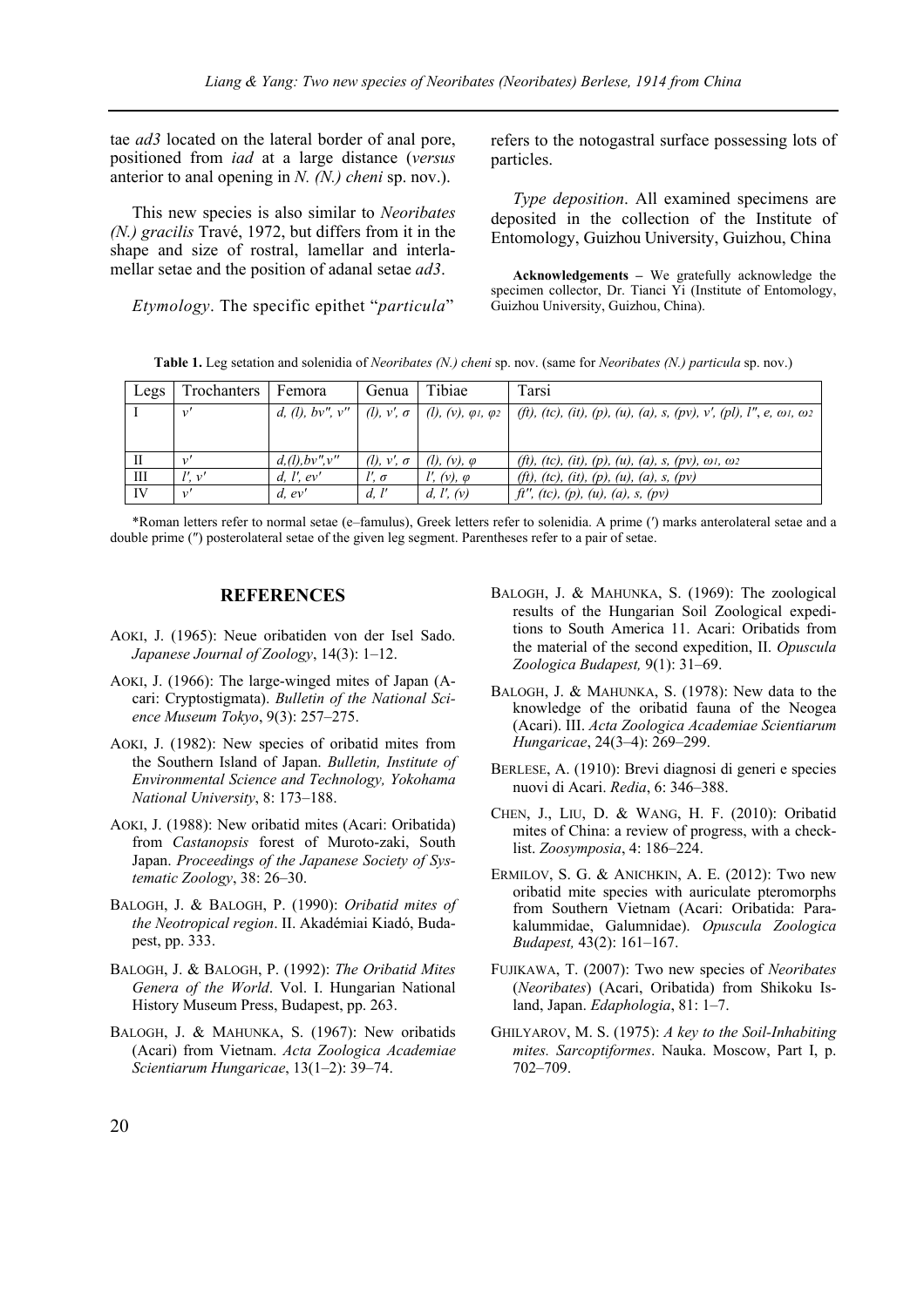tae *ad3* located on the lateral border of anal pore, positioned from *iad* at a large distance (*versus* anterior to anal opening in *N. (N.) cheni* sp. nov.).

This new species is also similar to *Neoribates (N.) gracilis* Travé, 1972, but differs from it in the shape and size of rostral, lamellar and interlamellar setae and the position of adanal setae *ad3*.

*Etymology*. The specific epithet "*particula*" refers to the notogastral surface possessing lots of particles.

*Type deposition*. All examined specimens are deposited in the collection of the Institute of Entomology, Guizhou University, Guizhou, China

**Acknowledgements –** We gratefully acknowledge the specimen collector, Dr. Tianci Yi (Institute of Entomology, Guizhou University, Guizhou, China).

**Table 1.** Leg setation and solenidia of *Neoribates (N.) cheni* sp. nov. (same for *Neoribates (N.) particula* sp. nov.)

| Legs | Trochanters | Femora | Genua | Tibiae | Tarsi |
|---|---|---|---|---|---|
| I | *v′* | *d, (l), bv″, v″* | *(l), v′, σ* | *(l), (v), φ1, φ2* | *(ft), (tc), (it), (p), (u), (a), s, (pv), v′, (pl), l″, e, ω1, ω2* |
| II | *v′* | *d,(l),bv″,v″* | *(l), v′, σ* | *(l), (v), φ* | *(ft), (tc), (it), (p), (u), (a), s, (pv), ω1, ω2* |
| III | *l′, v′* | *d, l′, ev′* | *l′, σ* | *l′, (v), φ* | *(ft), (tc), (it), (p), (u), (a), s, (pv)* |
| IV | *v′* | *d, ev′* | *d, l′* | *d, l′, (v)* | *ft″, (tc), (p), (u), (a), s, (pv)* |

\*Roman letters refer to normal setae (e–famulus), Greek letters refer to solenidia. A prime (′) marks anterolateral setae and a double prime (″) posterolateral setae of the given leg segment. Parentheses refer to a pair of setae.

## REFERENCES

AOKI, J. (1965): Neue oribatiden von der Isel Sado. *Japanese Journal of Zoology*, 14(3): 1–12.

AOKI, J. (1966): The large-winged mites of Japan (Acari: Cryptostigmata). *Bulletin of the National Science Museum Tokyo*, 9(3): 257–275.

AOKI, J. (1982): New species of oribatid mites from the Southern Island of Japan. *Bulletin, Institute of Environmental Science and Technology, Yokohama National University*, 8: 173–188.

AOKI, J. (1988): New oribatid mites (Acari: Oribatida) from *Castanopsis* forest of Muroto-zaki, South Japan. *Proceedings of the Japanese Society of Systematic Zoology*, 38: 26–30.

BALOGH, J. & BALOGH, P. (1990): *Oribatid mites of the Neotropical region*. II. Akadémiai Kiadó, Budapest, pp. 333.

BALOGH, J. & BALOGH, P. (1992): *The Oribatid Mites Genera of the World*. Vol. I. Hungarian National History Museum Press, Budapest, pp. 263.

BALOGH, J. & MAHUNKA, S. (1967): New oribatids (Acari) from Vietnam. *Acta Zoologica Academiae Scientiarum Hungaricae*, 13(1–2): 39–74.

BALOGH, J. & MAHUNKA, S. (1969): The zoological results of the Hungarian Soil Zoological expeditions to South America 11. Acari: Oribatids from the material of the second expedition, II. *Opuscula Zoologica Budapest,* 9(1): 31–69.

BALOGH, J. & MAHUNKA, S. (1978): New data to the knowledge of the oribatid fauna of the Neogea (Acari). III. *Acta Zoologica Academiae Scientiarum Hungaricae*, 24(3–4): 269–299.

BERLESE, A. (1910): Brevi diagnosi di generi e species nuovi di Acari. *Redia*, 6: 346–388.

CHEN, J., LIU, D. & WANG, H. F. (2010): Oribatid mites of China: a review of progress, with a checklist. *Zoosymposia*, 4: 186–224.

ERMILOV, S. G. & ANICHKIN, A. E. (2012): Two new oribatid mite species with auriculate pteromorphs from Southern Vietnam (Acari: Oribatida: Parakalummidae, Galumnidae). *Opuscula Zoologica Budapest,* 43(2): 161–167.

FUJIKAWA, T. (2007): Two new species of *Neoribates* (*Neoribates*) (Acari, Oribatida) from Shikoku Island, Japan. *Edaphologia*, 81: 1–7.

GHILYAROV, M. S. (1975): *A key to the Soil-Inhabiting mites. Sarcoptiformes*. Nauka. Moscow, Part I, p. 702–709.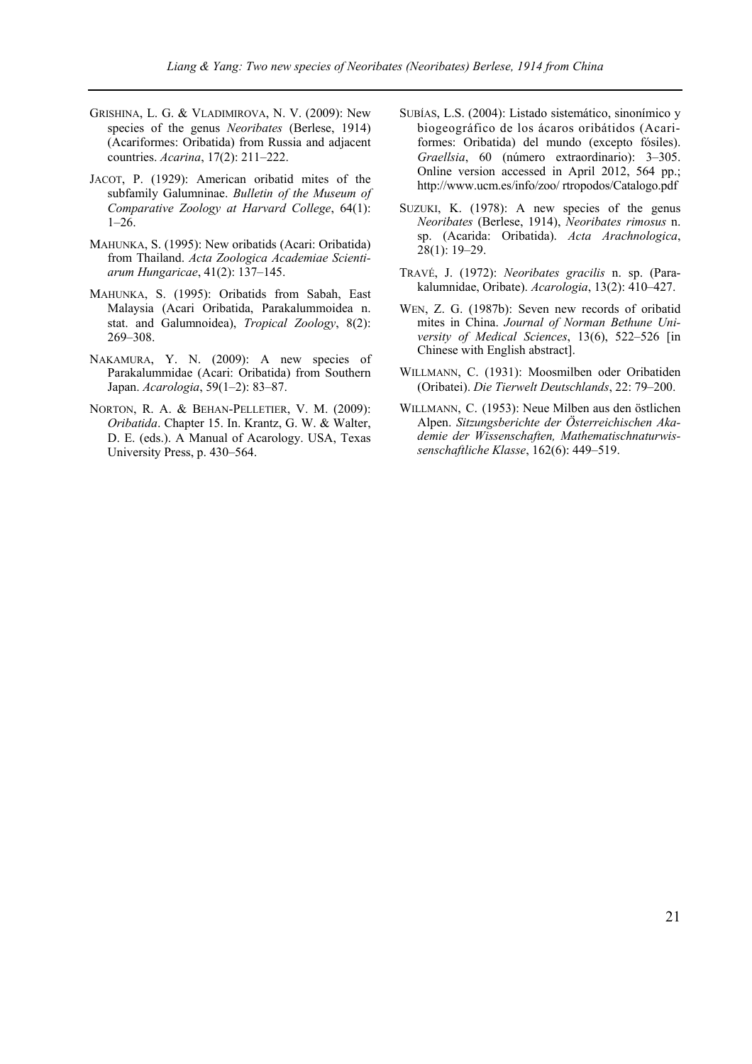GRISHINA, L. G. & VLADIMIROVA, N. V. (2009): New species of the genus *Neoribates* (Berlese, 1914) (Acariformes: Oribatida) from Russia and adjacent countries. *Acarina*, 17(2): 211–222.

JACOT, P. (1929): American oribatid mites of the subfamily Galumninae. *Bulletin of the Museum of Comparative Zoology at Harvard College*, 64(1): 1–26.

MAHUNKA, S. (1995): New oribatids (Acari: Oribatida) from Thailand. *Acta Zoologica Academiae Scientiarum Hungaricae*, 41(2): 137–145.

MAHUNKA, S. (1995): Oribatids from Sabah, East Malaysia (Acari Oribatida, Parakalummoidea n. stat. and Galumnoidea), *Tropical Zoology*, 8(2): 269–308.

NAKAMURA, Y. N. (2009): A new species of Parakalummidae (Acari: Oribatida) from Southern Japan. *Acarologia*, 59(1–2): 83–87.

NORTON, R. A. & BEHAN-PELLETIER, V. M. (2009): *Oribatida*. Chapter 15. In. Krantz, G. W. & Walter, D. E. (eds.). A Manual of Acarology. USA, Texas University Press, p. 430–564.

SUBÍAS, L.S. (2004): Listado sistemático, sinonímico y biogeográfico de los ácaros oribátidos (Acariformes: Oribatida) del mundo (excepto fósiles). *Graellsia*, 60 (número extraordinario): 3–305. Online version accessed in April 2012, 564 pp.; http://www.ucm.es/info/zoo/ rtropodos/Catalogo.pdf

SUZUKI, K. (1978): A new species of the genus *Neoribates* (Berlese, 1914), *Neoribates rimosus* n. sp. (Acarida: Oribatida). *Acta Arachnologica*, 28(1): 19–29.

TRAVÉ, J. (1972): *Neoribates gracilis* n. sp. (Parakalumnidae, Oribate). *Acarologia*, 13(2): 410–427.

WEN, Z. G. (1987b): Seven new records of oribatid mites in China. *Journal of Norman Bethune University of Medical Sciences*, 13(6), 522–526 [in Chinese with English abstract].

WILLMANN, C. (1931): Moosmilben oder Oribatiden (Oribatei). *Die Tierwelt Deutschlands*, 22: 79–200.

WILLMANN, C. (1953): Neue Milben aus den östlichen Alpen. *Sitzungsberichte der Österreichischen Akademie der Wissenschaften, Mathematischnaturwissenschaftliche Klasse*, 162(6): 449–519.